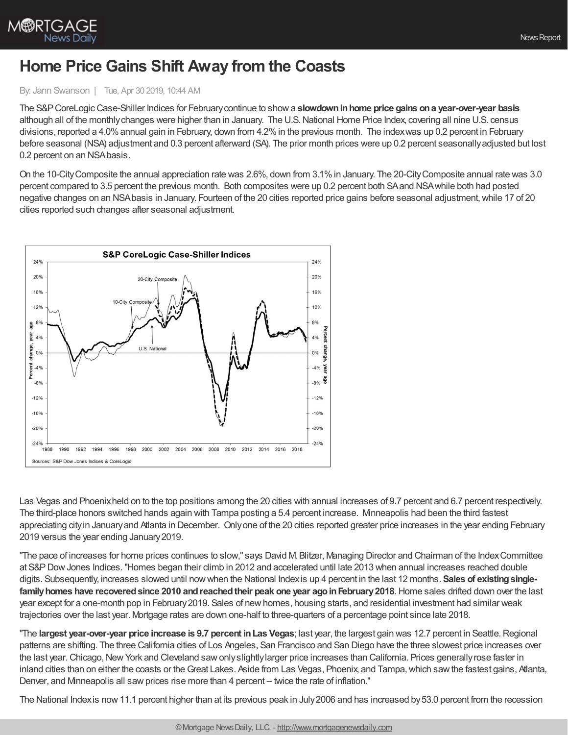# Home Price Gains Shift Away from the Coasts

By: Jann Swanson | Tue, Apr 30 2019, 10:44 AM

The S&P CoreLogic Case-Shiller Indices for February continue to show a **slowdown in home price gains on a year-over-year basis** although all of the monthly changes were higher than in January. The U.S. National Home Price Index, covering all nine U.S. census divisions, reported a 4.0% annual gain in February, down from 4.2% in the previous month. The index was up 0.2 percent in February before seasonal (NSA) adjustment and 0.3 percent afterward (SA). The prior month prices were up 0.2 percent seasonally adjusted but lost 0.2 percent on an NSA basis.

On the 10-City Composite the annual appreciation rate was 2.6%, down from 3.1% in January. The 20-City Composite annual rate was 3.0 percent compared to 3.5 percent the previous month. Both composites were up 0.2 percent both SA and NSA while both had posted negative changes on an NSA basis in January. Fourteen of the 20 cities reported price gains before seasonal adjustment, while 17 of 20 cities reported such changes after seasonal adjustment.

Las Vegas and Phoenix held on to the top positions among the 20 cities with annual increases of 9.7 percent and 6.7 percent respectively. The third-place honors switched hands again with Tampa posting a 5.4 percent increase. Minneapolis had been the third fastest appreciating city in January and Atlanta in December. Only one of the 20 cities reported greater price increases in the year ending February 2019 versus the year ending January 2019.

"The pace of increases for home prices continues to slow," says David M. Blitzer, Managing Director and Chairman of the Index Committee at S&P Dow Jones Indices. "Homes began their climb in 2012 and accelerated until late 2013 when annual increases reached double digits. Subsequently, increases slowed until now when the National Index is up 4 percent in the last 12 months. **Sales of existing single-family homes have recovered since 2010 and reached their peak one year ago in February 2018**. Home sales drifted down over the last year except for a one-month pop in February 2019. Sales of new homes, housing starts, and residential investment had similar weak trajectories over the last year. Mortgage rates are down one-half to three-quarters of a percentage point since late 2018.

"The **largest year-over-year price increase is 9.7 percent in Las Vegas**; last year, the largest gain was 12.7 percent in Seattle. Regional patterns are shifting. The three California cities of Los Angeles, San Francisco and San Diego have the three slowest price increases over the last year. Chicago, New York and Cleveland saw only slightly larger price increases than California. Prices generally rose faster in inland cities than on either the coasts or the Great Lakes. Aside from Las Vegas, Phoenix, and Tampa, which saw the fastest gains, Atlanta, Denver, and Minneapolis all saw prices rise more than 4 percent -- twice the rate of inflation."

The National Index is now 11.1 percent higher than at its previous peak in July 2006 and has increased by 53.0 percent from the recession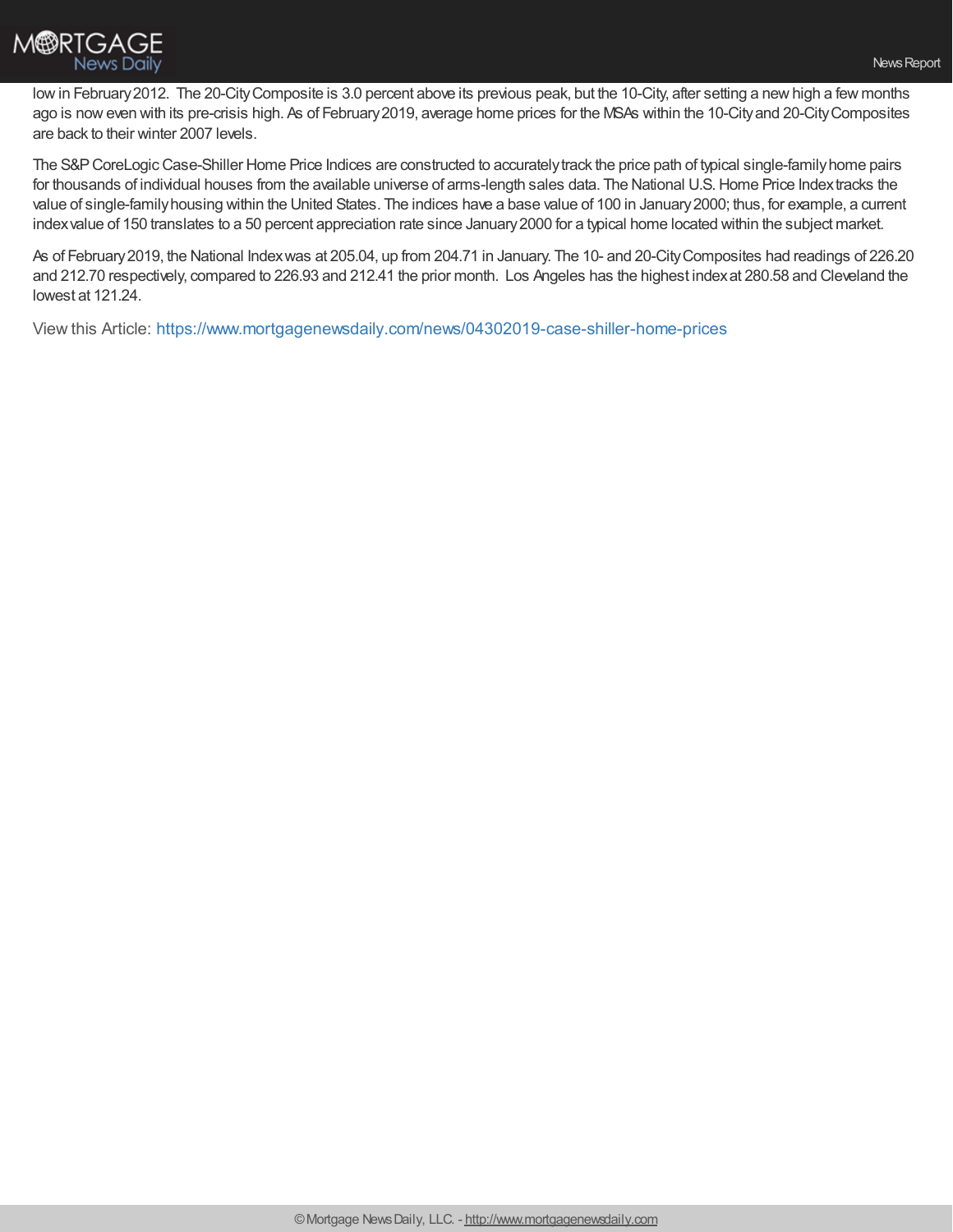low in February 2012. The 20-City Composite is 3.0 percent above its previous peak, but the 10-City, after setting a new high a few months ago is now even with its pre-crisis high. As of February 2019, average home prices for the MSAs within the 10-City and 20-City Composites are back to their winter 2007 levels.

The S&P CoreLogic Case-Shiller Home Price Indices are constructed to accurately track the price path of typical single-family home pairs for thousands of individual houses from the available universe of arms-length sales data. The National U.S. Home Price Index tracks the value of single-family housing within the United States. The indices have a base value of 100 in January 2000; thus, for example, a current index value of 150 translates to a 50 percent appreciation rate since January 2000 for a typical home located within the subject market.

As of February 2019, the National Index was at 205.04, up from 204.71 in January. The 10- and 20-City Composites had readings of 226.20 and 212.70 respectively, compared to 226.93 and 212.41 the prior month. Los Angeles has the highest index at 280.58 and Cleveland the lowest at 121.24.

View this Article: https://www.mortgagenewsdaily.com/news/04302019-case-shiller-home-prices